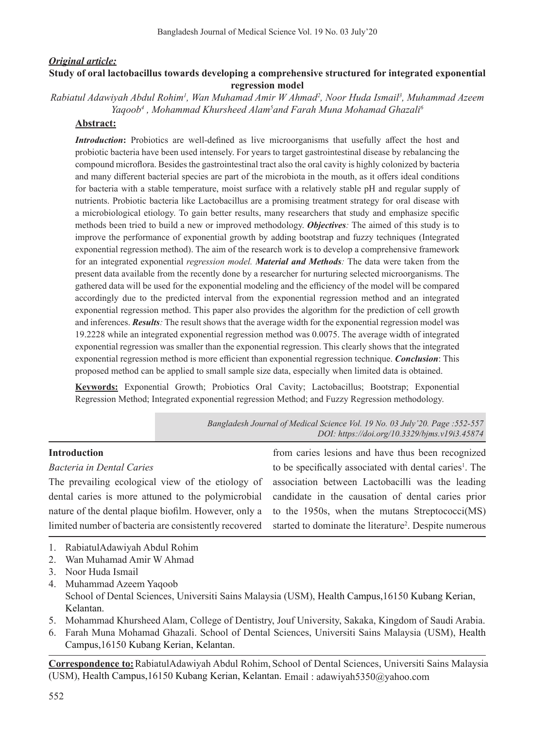***Original article:***

# Study of oral lactobacillus towards developing a comprehensive structured for integrated exponential regression model

*Rabiatul Adawiyah Abdul Rohim[1], Wan Muhamad Amir W Ahmad[2], Noor Huda Ismail[3], Muhammad Azeem Yaqoob[4] , Mohammad Khursheed Alam[5]and Farah Muna Mohamad Ghazali[6]*

## Abstract:

***Introduction*****:** Probiotics are well-defined as live microorganisms that usefully affect the host and probiotic bacteria have been used intensely. For years to target gastrointestinal disease by rebalancing the compound microflora. Besides the gastrointestinal tract also the oral cavity is highly colonized by bacteria and many different bacterial species are part of the microbiota in the mouth, as it offers ideal conditions for bacteria with a stable temperature, moist surface with a relatively stable pH and regular supply of nutrients. Probiotic bacteria like Lactobacillus are a promising treatment strategy for oral disease with a microbiological etiology. To gain better results, many researchers that study and emphasize specific methods been tried to build a new or improved methodology. ***Objectives****:* The aimed of this study is to improve the performance of exponential growth by adding bootstrap and fuzzy techniques (Integrated exponential regression method). The aim of the research work is to develop a comprehensive framework for an integrated exponential *regression model.* ***Material and Methods****:* The data were taken from the present data available from the recently done by a researcher for nurturing selected microorganisms. The gathered data will be used for the exponential modeling and the efficiency of the model will be compared accordingly due to the predicted interval from the exponential regression method and an integrated exponential regression method. This paper also provides the algorithm for the prediction of cell growth and inferences. ***Results****:* The result shows that the average width for the exponential regression model was 19.2228 while an integrated exponential regression method was 0.0075. The average width of integrated exponential regression was smaller than the exponential regression. This clearly shows that the integrated exponential regression method is more efficient than exponential regression technique. ***Conclusion***: This proposed method can be applied to small sample size data, especially when limited data is obtained.

**Keywords:** Exponential Growth; Probiotics Oral Cavity; Lactobacillus; Bootstrap; Exponential Regression Method; Integrated exponential regression Method; and Fuzzy Regression methodology.

*DOI: https://doi.org/10.3329/bjms.v19i3.45874*

## Introduction

*Bacteria in Dental Caries*

The prevailing ecological view of the etiology of dental caries is more attuned to the polymicrobial nature of the dental plaque biofilm. However, only a limited number of bacteria are consistently recovered from caries lesions and have thus been recognized to be specifically associated with dental caries[1]. The association between Lactobacilli was the leading candidate in the causation of dental caries prior to the 1950s, when the mutans Streptococci(MS) started to dominate the literature[2]. Despite numerous

1. RabiatulAdawiyah Abdul Rohim
2. Wan Muhamad Amir W Ahmad
3. Noor Huda Ismail
4. Muhammad Azeem Yaqoob
   School of Dental Sciences, Universiti Sains Malaysia (USM), Health Campus,16150 Kubang Kerian, Kelantan.
5. Mohammad Khursheed Alam, College of Dentistry, Jouf University, Sakaka, Kingdom of Saudi Arabia.
6. Farah Muna Mohamad Ghazali. School of Dental Sciences, Universiti Sains Malaysia (USM), Health Campus,16150 Kubang Kerian, Kelantan.

**Correspondence to:** RabiatulAdawiyah Abdul Rohim, School of Dental Sciences, Universiti Sains Malaysia (USM), Health Campus,16150 Kubang Kerian, Kelantan. Email : adawiyah5350@yahoo.com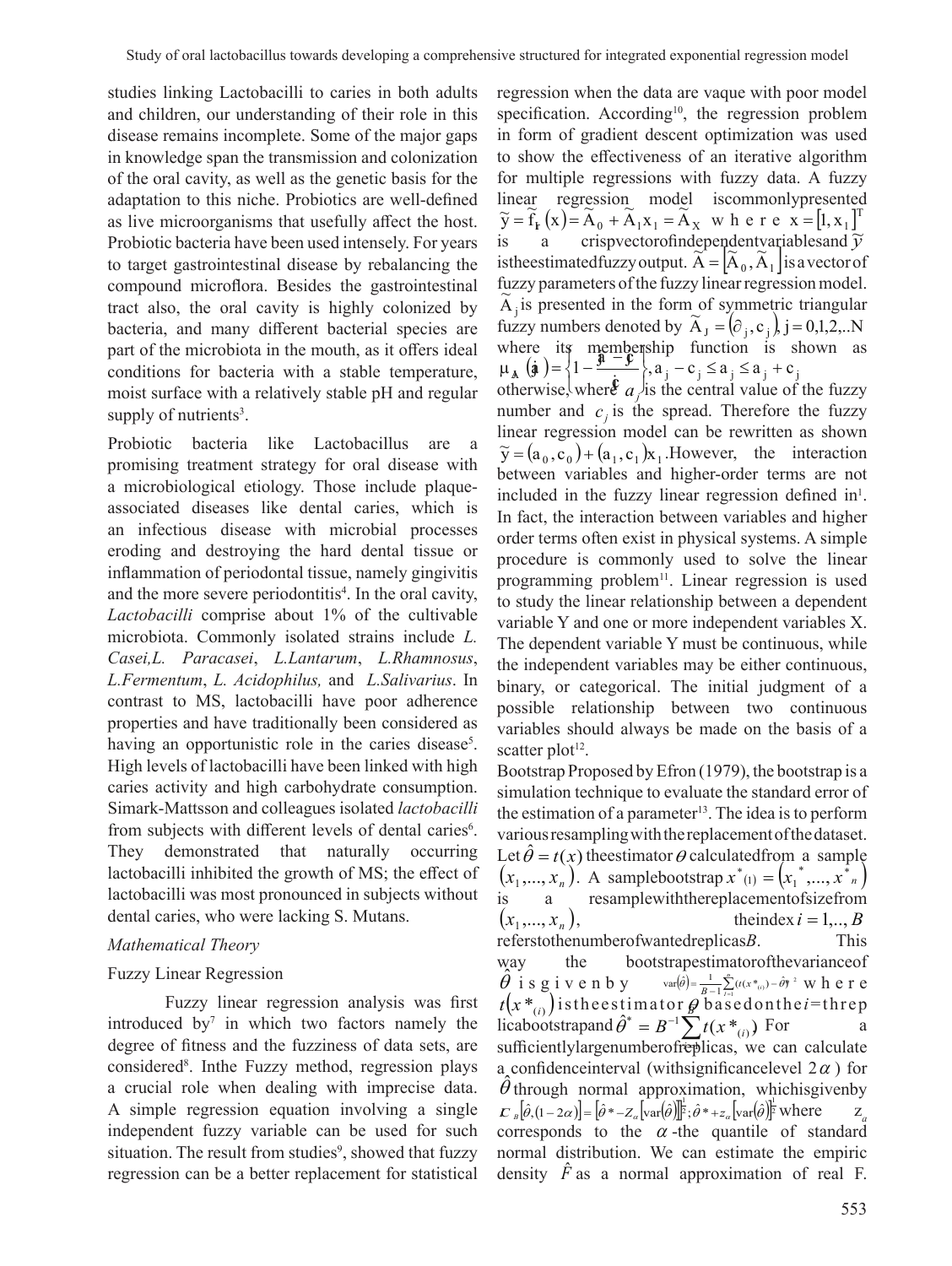studies linking Lactobacilli to caries in both adults and children, our understanding of their role in this disease remains incomplete. Some of the major gaps in knowledge span the transmission and colonization of the oral cavity, as well as the genetic basis for the adaptation to this niche. Probiotics are well-defined as live microorganisms that usefully affect the host. Probiotic bacteria have been used intensely. For years to target gastrointestinal disease by rebalancing the compound microflora. Besides the gastrointestinal tract also, the oral cavity is highly colonized by bacteria, and many different bacterial species are part of the microbiota in the mouth, as it offers ideal conditions for bacteria with a stable temperature, moist surface with a relatively stable pH and regular supply of nutrients[3].

Probiotic bacteria like Lactobacillus are a promising treatment strategy for oral disease with a microbiological etiology. Those include plaque-associated diseases like dental caries, which is an infectious disease with microbial processes eroding and destroying the hard dental tissue or inflammation of periodontal tissue, namely gingivitis and the more severe periodontitis[4]. In the oral cavity, *Lactobacilli* comprise about 1% of the cultivable microbiota. Commonly isolated strains include *L. Casei,L. Paracasei*, *L.Lantarum*, *L.Rhamnosus*, *L.Fermentum*, *L. Acidophilus,* and *L.Salivarius*. In contrast to MS, lactobacilli have poor adherence properties and have traditionally been considered as having an opportunistic role in the caries disease[5]. High levels of lactobacilli have been linked with high caries activity and high carbohydrate consumption. Simark-Mattsson and colleagues isolated *lactobacilli* from subjects with different levels of dental caries[6]. They demonstrated that naturally occurring lactobacilli inhibited the growth of MS; the effect of lactobacilli was most pronounced in subjects without dental caries, who were lacking S. Mutans.

*Mathematical Theory*

Fuzzy Linear Regression

Fuzzy linear regression analysis was first introduced by[7] in which two factors namely the degree of fitness and the fuzziness of data sets, are considered[8]. Inthe Fuzzy method, regression plays a crucial role when dealing with imprecise data. A simple regression equation involving a single independent fuzzy variable can be used for such situation. The result from studies[9], showed that fuzzy regression can be a better replacement for statistical regression when the data are vaque with poor model specification. According[10], the regression problem in form of gradient descent optimization was used to show the effectiveness of an iterative algorithm for multiple regressions with fuzzy data. A fuzzy linear regression model iscommonlypresented $\widetilde{y} = \widetilde{f}_{F}(x) = \widetilde{A}_0 + \widetilde{A}_1 x_1 = \widetilde{A}_X$ where $x = [1, x_1]^T$ is a crispvectorofindependentvariablesand $\widetilde{y}$ istheestimatedfuzzy output. $\widetilde{A} = [\widetilde{A}_0, \widetilde{A}_1]$ is a vector of fuzzy parameters of the fuzzy linear regression model. $\widetilde{A}_j$ is presented in the form of symmetric triangular fuzzy numbers denoted by $\widetilde{A}_J = (\partial_j, c_j), j = 0,1,2,..N$ where its membership function is shown as $\mu_{\widetilde{A}}(a_j) = \left\{1 - \frac{|a_j - a|}{c_j}\right\}, a_j - c_j \le a_j \le a_j + c_j$ otherwise, where $a_j$ is the central value of the fuzzy number and $c_j$ is the spread. Therefore the fuzzy linear regression model can be rewritten as shown $\widetilde{y} = (a_0, c_0) + (a_1, c_1)x_1$. However, the interaction between variables and higher-order terms are not included in the fuzzy linear regression defined in[1]. In fact, the interaction between variables and higher order terms often exist in physical systems. A simple procedure is commonly used to solve the linear programming problem[11]. Linear regression is used to study the linear relationship between a dependent variable Y and one or more independent variables X. The dependent variable Y must be continuous, while the independent variables may be either continuous, binary, or categorical. The initial judgment of a possible relationship between two continuous variables should always be made on the basis of a scatter plot[12].

Bootstrap Proposed by Efron (1979), the bootstrap is a simulation technique to evaluate the standard error of the estimation of a parameter[13]. The idea is to perform various resampling with the replacement of the dataset. Let $\hat{\theta} = t(x)$ theestimator $\theta$ calculatedfrom a sample $(x_1,..., x_n)$. A samplebootstrap $x^*_{(1)} = (x_1^*,..., x^*_n)$ is a resamplewiththereplacementofsizefrom $(x_1,..., x_n)$, theindex $i = 1,.., B$ referstothenumberofwantedreplicas*B*. This way the bootstrapestimatorofthevarianceof $\hat{\theta}$ is given by $\mathrm{var}(\hat{\theta}) = \frac{1}{B-1}\sum_{i=1}^{n}(t(x^*_{(i)}) - \hat{\theta})^2$ where $t(x^*_{(i)})$ istheestimator $\theta$ basedonthe*i*=threplicabootstrapand $\hat{\theta}^* = B^{-1}\sum_{i=1}^{B} t(x^*_{(i)})$ For a sufficientlylargenumberofreplicas, we can calculate a confidenceinterval (withsignificancelevel $2\alpha$) for $\hat{\theta}$ through normal approximation, whichisgivenby $\mathcal{L}_B[\hat{\sigma}, (1-2\alpha)] = [\hat{\theta}^* - Z_\alpha[\mathrm{var}(\hat{\theta})]^{\frac{1}{2}}; \hat{\theta}^* + z_\alpha[\mathrm{var}(\hat{\theta})]^{\frac{1}{2}}]$ where $z_\alpha$ corresponds to the $\alpha$-the quantile of standard normal distribution. We can estimate the empiric density $\hat{F}$ as a normal approximation of real F.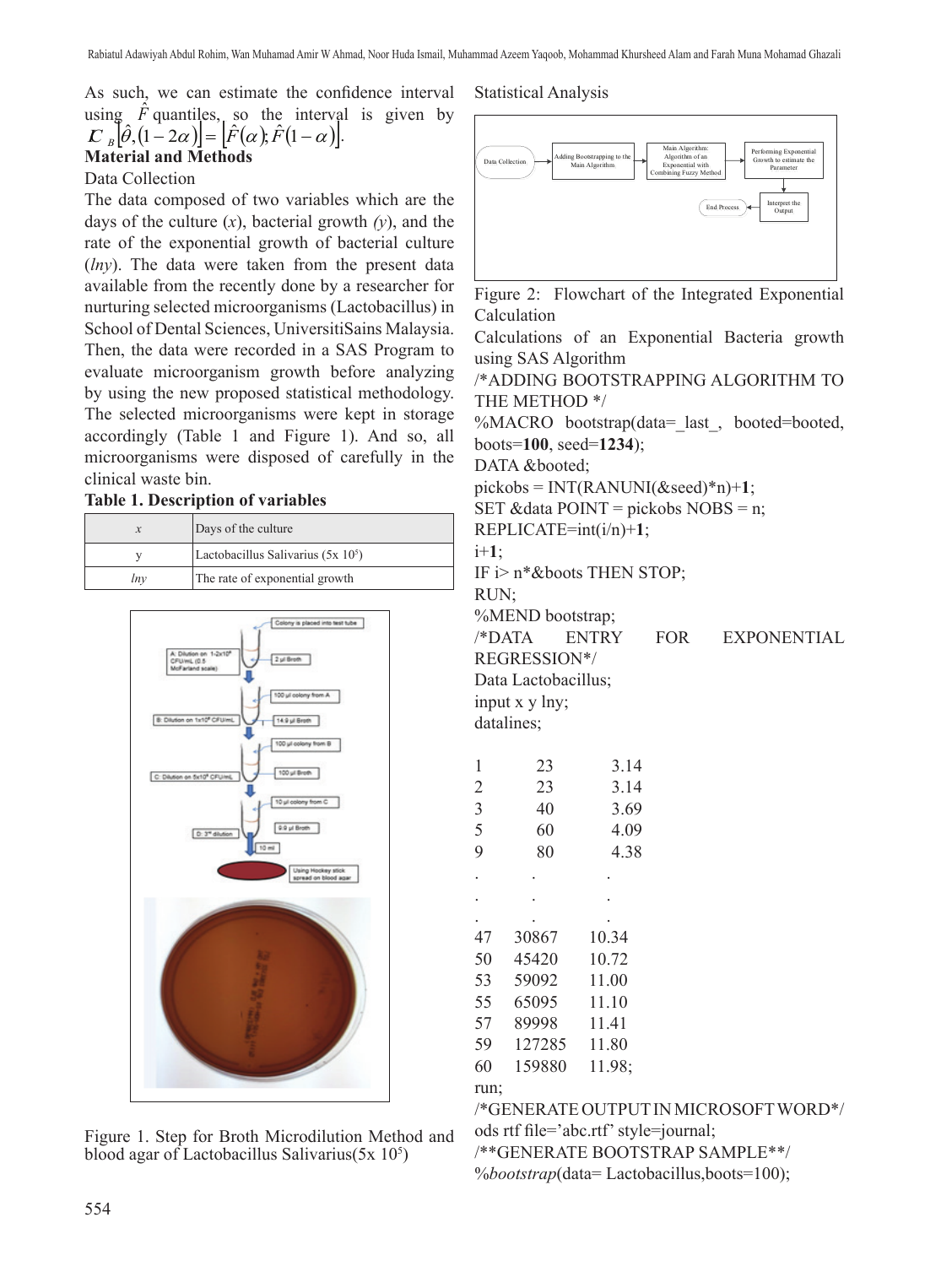As such, we can estimate the confidence interval using $\hat{F}$ quantiles, so the interval is given by $IC_B\left[\hat{\theta},(1-2\alpha)\right]=\left[\hat{F}(\alpha);\hat{F}(1-\alpha)\right]$.

## Material and Methods

### Data Collection

The data composed of two variables which are the days of the culture ($x$), bacterial growth ($y$), and the rate of the exponential growth of bacterial culture ($lny$). The data were taken from the present data available from the recently done by a researcher for nurturing selected microorganisms (Lactobacillus) in School of Dental Sciences, UniversitiSains Malaysia. Then, the data were recorded in a SAS Program to evaluate microorganism growth before analyzing by using the new proposed statistical methodology. The selected microorganisms were kept in storage accordingly (Table 1 and Figure 1). And so, all microorganisms were disposed of carefully in the clinical waste bin.

**Table 1. Description of variables**

| | |
|---|---|
| $x$ | Days of the culture |
| y | Lactobacillus Salivarius ($5x\ 10^5$) |
| $lny$ | The rate of exponential growth |

Figure 1. Step for Broth Microdilution Method and blood agar of Lactobacillus Salivarius($5x\ 10^5$)

### Statistical Analysis

Figure 2: Flowchart of the Integrated Exponential Calculation

Calculations of an Exponential Bacteria growth using SAS Algorithm

```
/*ADDING BOOTSTRAPPING ALGORITHM TO THE METHOD */
%MACRO bootstrap(data=_last_, booted=booted, boots=100, seed=1234);
DATA &booted;
pickobs = INT(RANUNI(&seed)*n)+1;
SET &data POINT = pickobs NOBS = n;
REPLICATE=int(i/n)+1;
i+1;
IF i> n*&boots THEN STOP;
RUN;
%MEND bootstrap;
/*DATA ENTRY FOR EXPONENTIAL REGRESSION*/
Data Lactobacillus;
input x y lny;
datalines;

1    23      3.14
2    23      3.14
3    40      3.69
5    60      4.09
9    80      4.38
.    .       .
.    .       .
.    .       .
47   30867   10.34
50   45420   10.72
53   59092   11.00
55   65095   11.10
57   89998   11.41
59   127285  11.80
60   159880  11.98;
run;
/*GENERATE OUTPUT IN MICROSOFT WORD*/
ods rtf file='abc.rtf' style=journal;
/**GENERATE BOOTSTRAP SAMPLE**/
%bootstrap(data= Lactobacillus,boots=100);
```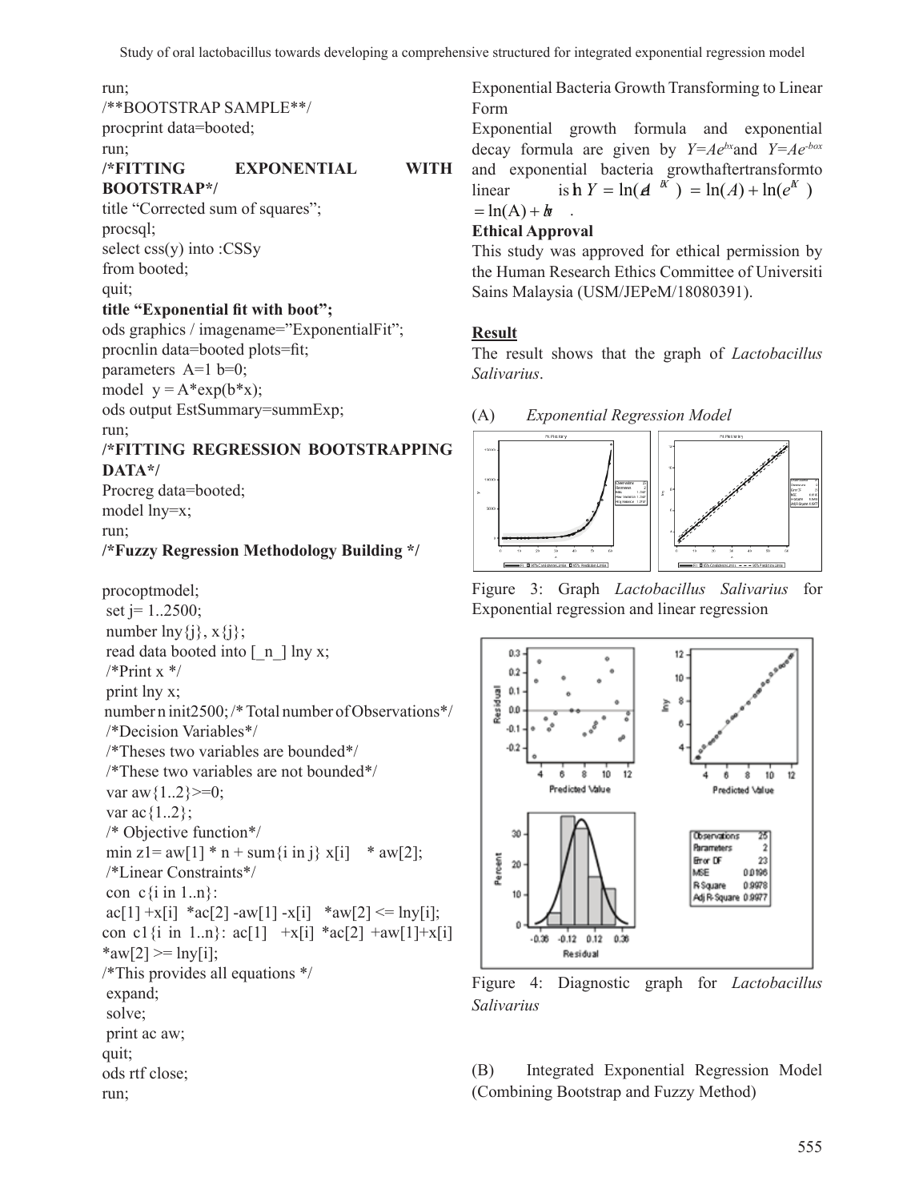```
run;
/**BOOTSTRAP SAMPLE**/
procprint data=booted;
run;
/*FITTING EXPONENTIAL WITH BOOTSTRAP*/
title "Corrected sum of squares";
procsql;
select css(y) into :CSSy
from booted;
quit;
title "Exponential fit with boot";
ods graphics / imagename="ExponentialFit";
procnlin data=booted plots=fit;
parameters A=1 b=0;
model y = A*exp(b*x);
ods output EstSummary=summExp;
run;
/*FITTING REGRESSION BOOTSTRAPPING DATA*/
Procreg data=booted;
model lny=x;
run;
/*Fuzzy Regression Methodology Building */

procoptmodel;
 set j= 1..2500;
 number lny{j}, x{j};
 read data booted into [_n_] lny x;
 /*Print x */
 print lny x;
 number n init2500; /* Total number of Observations*/
 /*Decision Variables*/
 /*Theses two variables are bounded*/
 /*These two variables are not bounded*/
 var aw{1..2}>=0;
 var ac{1..2};
 /* Objective function*/
 min z1= aw[1] * n + sum{i in j} x[i]    * aw[2];
 /*Linear Constraints*/
 con  c{i in 1..n}:
 ac[1] +x[i]  *ac[2] -aw[1] -x[i]   *aw[2] <= lny[i];
con c1{i in 1..n}: ac[1]   +x[i]  *ac[2]  +aw[1]+x[i] *aw[2] >= lny[i];
/*This provides all equations */
 expand;
 solve;
 print ac aw;
quit;
ods rtf close;
run;
```

Exponential Bacteria Growth Transforming to Linear Form

Exponential growth formula and exponential decay formula are given by $Y=Ae^{bx}$ and $Y=Ae^{-box}$ and exponential bacteria growth after transform to linear is $\ln Y = \ln(Ae^{bx}) = \ln(A) + \ln(e^{bx}) = \ln(A) + bx$.

**Ethical Approval**

This study was approved for ethical permission by the Human Research Ethics Committee of Universiti Sains Malaysia (USM/JEPeM/18080391).

## Result

The result shows that the graph of *Lactobacillus Salivarius*.

(A) *Exponential Regression Model*

Figure 3: Graph *Lactobacillus Salivarius* for Exponential regression and linear regression

Figure 4: Diagnostic graph for *Lactobacillus Salivarius*

(B) Integrated Exponential Regression Model (Combining Bootstrap and Fuzzy Method)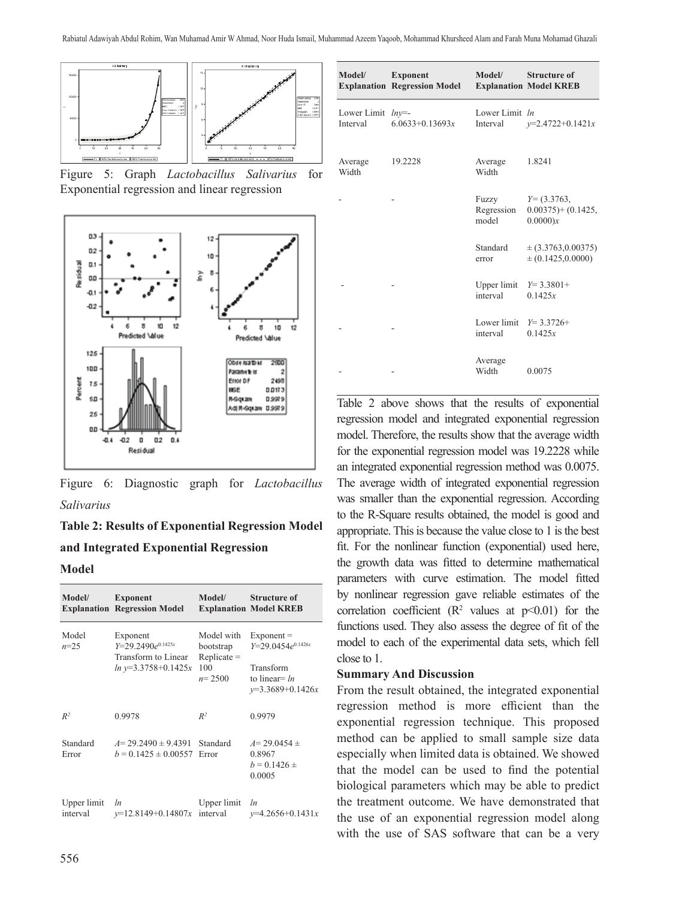Figure 5: Graph *Lactobacillus Salivarius* for Exponential regression and linear regression

Figure 6: Diagnostic graph for *Lactobacillus Salivarius*

**Table 2: Results of Exponential Regression Model and Integrated Exponential Regression Model**

| Model/ Explanation | Exponent Regression Model | Model/ Explanation | Structure of Model KREB |
|---|---|---|---|
| Model $n$=25 | Exponent $Y=29.2490e^{0.1425x}$ Transform to Linear $\ln y=3.3758+0.1425x$ | Model with bootstrap Replicate = 100 $n$= 2500 | Exponent = $Y=29.0454e^{0.1426x}$ Transform to linear= $\ln y=3.3689+0.1426x$ |
| $R^2$ | 0.9978 | $R^2$ | 0.9979 |
| Standard Error | $A= 29.2490 \pm 9.4391$ $b = 0.1425 \pm 0.00557$ | Standard Error | $A= 29.0454 \pm 0.8967$ $b = 0.1426 \pm 0.0005$ |
| Upper limit interval | $\ln y=12.8149+0.14807x$ | Upper limit interval | $\ln y=4.2656+0.1431x$ |
| Lower Limit Interval | $\ln y=-6.0633+0.13693x$ | Lower Limit Interval | $\ln y=2.4722+0.1421x$ |
| Average Width | 19.2228 | Average Width | 1.8241 |
| - | - | Fuzzy Regression model | $Y= (3.3763, 0.00375)+ (0.1425, 0.0000)x$ |
| | | Standard error | $\pm$ (3.3763,0.00375) $\pm$ (0.1425,0.0000) |
| - | - | Upper limit interval | $Y= 3.3801+ 0.1425x$ |
| - | - | Lower limit interval | $Y= 3.3726+ 0.1425x$ |
| - | - | Average Width | 0.0075 |

Table 2 above shows that the results of exponential regression model and integrated exponential regression model. Therefore, the results show that the average width for the exponential regression model was 19.2228 while an integrated exponential regression method was 0.0075. The average width of integrated exponential regression was smaller than the exponential regression. According to the R-Square results obtained, the model is good and appropriate. This is because the value close to 1 is the best fit. For the nonlinear function (exponential) used here, the growth data was fitted to determine mathematical parameters with curve estimation. The model fitted by nonlinear regression gave reliable estimates of the correlation coefficient ($R^2$ values at $p<0.01$) for the functions used. They also assess the degree of fit of the model to each of the experimental data sets, which fell close to 1.

**Summary And Discussion**

From the result obtained, the integrated exponential regression method is more efficient than the exponential regression technique. This proposed method can be applied to small sample size data especially when limited data is obtained. We showed that the model can be used to find the potential biological parameters which may be able to predict the treatment outcome. We have demonstrated that the use of an exponential regression model along with the use of SAS software that can be a very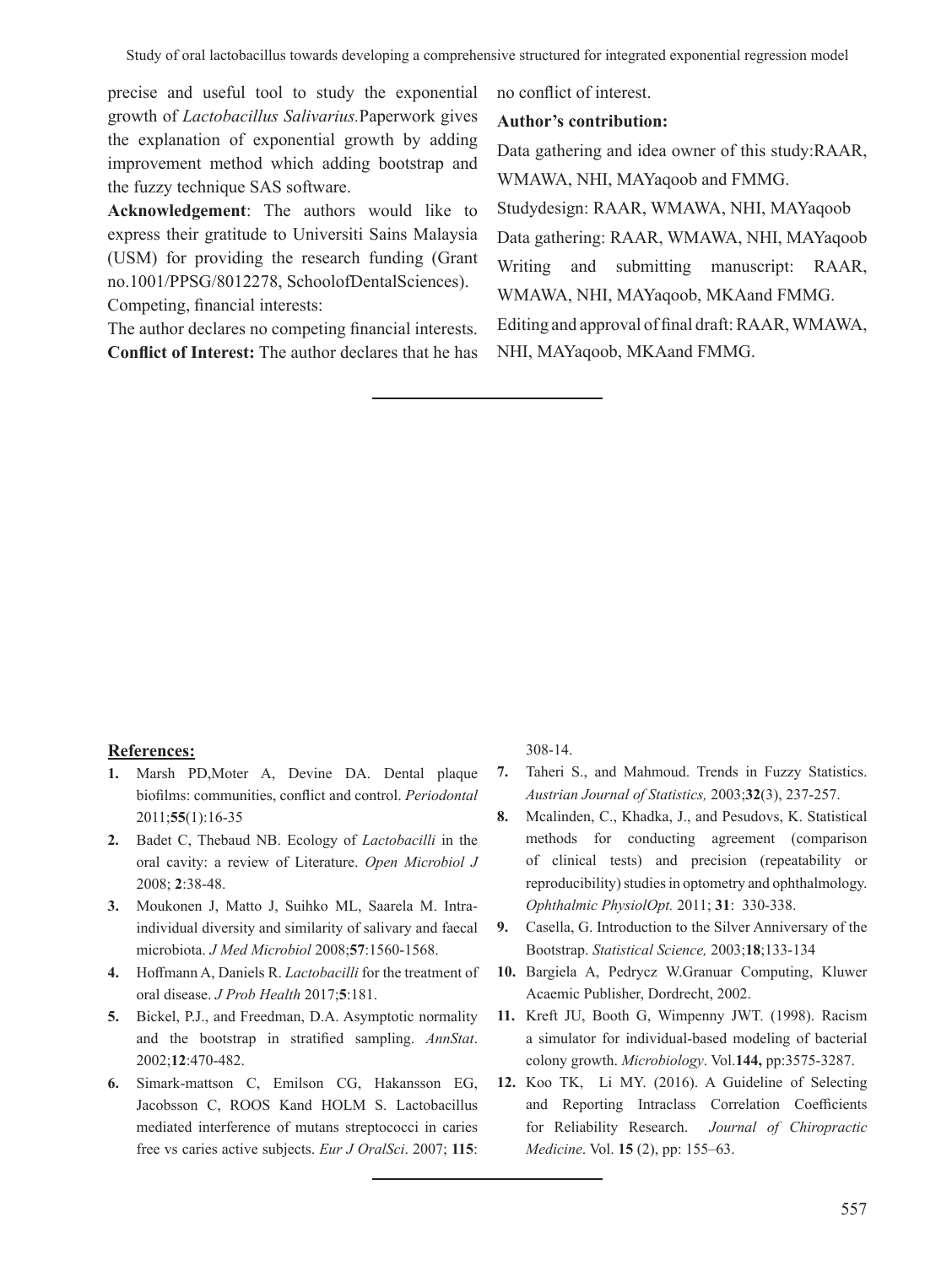precise and useful tool to study the exponential growth of *Lactobacillus Salivarius.*Paperwork gives the explanation of exponential growth by adding improvement method which adding bootstrap and the fuzzy technique SAS software.

**Acknowledgement**: The authors would like to express their gratitude to Universiti Sains Malaysia (USM) for providing the research funding (Grant no.1001/PPSG/8012278, SchoolofDentalSciences).

Competing, financial interests:

The author declares no competing financial interests.

**Conflict of Interest:** The author declares that he has no conflict of interest.

**Author's contribution:**

Data gathering and idea owner of this study:RAAR, WMAWA, NHI, MAYaqoob and FMMG.

Studydesign: RAAR, WMAWA, NHI, MAYaqoob

Data gathering: RAAR, WMAWA, NHI, MAYaqoob

Writing and submitting manuscript: RAAR, WMAWA, NHI, MAYaqoob, MKAand FMMG.

Editing and approval of final draft: RAAR, WMAWA, NHI, MAYaqoob, MKAand FMMG.

---

## References:

1. Marsh PD,Moter A, Devine DA. Dental plaque biofilms: communities, conflict and control. *Periodontal* 2011;**55**(1):16-35
2. Badet C, Thebaud NB. Ecology of *Lactobacilli* in the oral cavity: a review of Literature. *Open Microbiol J* 2008; **2**:38-48.
3. Moukonen J, Matto J, Suihko ML, Saarela M. Intra-individual diversity and similarity of salivary and faecal microbiota. *J Med Microbiol* 2008;**57**:1560-1568.
4. Hoffmann A, Daniels R. *Lactobacilli* for the treatment of oral disease. *J Prob Health* 2017;**5**:181.
5. Bickel, P.J., and Freedman, D.A. Asymptotic normality and the bootstrap in stratified sampling. *AnnStat*. 2002;**12**:470-482.
6. Simark-mattson C, Emilson CG, Hakansson EG, Jacobsson C, ROOS Kand HOLM S. Lactobacillus mediated interference of mutans streptococci in caries free vs caries active subjects. *Eur J OralSci*. 2007; **115**: 308-14.
7. Taheri S., and Mahmoud. Trends in Fuzzy Statistics. *Austrian Journal of Statistics,* 2003;**32**(3), 237-257.
8. Mcalinden, C., Khadka, J., and Pesudovs, K. Statistical methods for conducting agreement (comparison of clinical tests) and precision (repeatability or reproducibility) studies in optometry and ophthalmology. *Ophthalmic PhysiolOpt.* 2011; **31**: 330-338.
9. Casella, G. Introduction to the Silver Anniversary of the Bootstrap. *Statistical Science,* 2003;**18**;133-134
10. Bargiela A, Pedrycz W.Granuar Computing, Kluwer Acaemic Publisher, Dordrecht, 2002.
11. Kreft JU, Booth G, Wimpenny JWT. (1998). Racism a simulator for individual-based modeling of bacterial colony growth. *Microbiology*. Vol.**144,** pp:3575-3287.
12. Koo TK, Li MY. (2016). A Guideline of Selecting and Reporting Intraclass Correlation Coefficients for Reliability Research. *Journal of Chiropractic Medicine*. Vol. **15** (2), pp: 155–63.